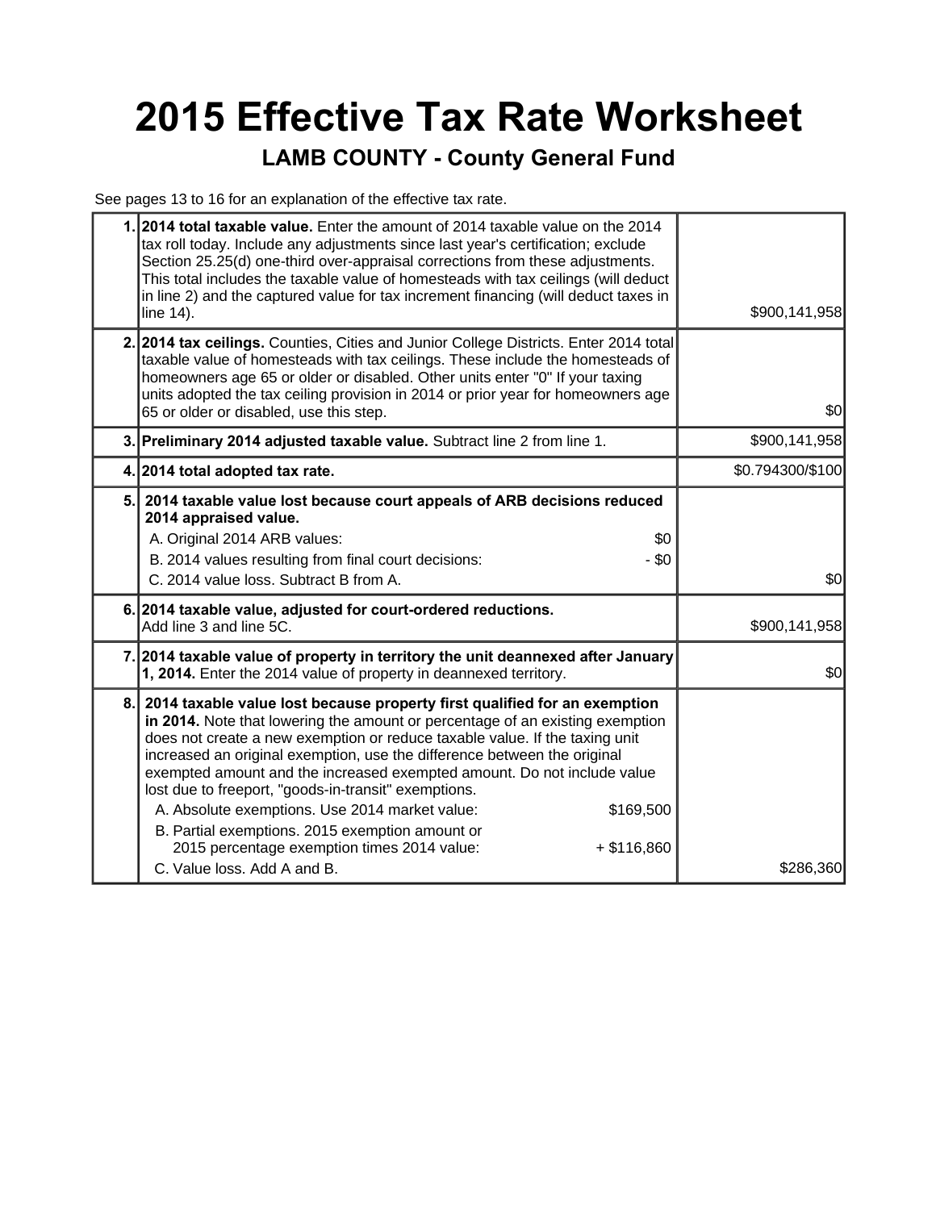# 2015 Effective Tax Rate Worksheet

## LAMB COUNTY - County General Fund

See pages 13 to 16 for an explanation of the effective tax rate.

| | | |
|---|---|---|
| 1. | **2014 total taxable value.** Enter the amount of 2014 taxable value on the 2014 tax roll today. Include any adjustments since last year's certification; exclude Section 25.25(d) one-third over-appraisal corrections from these adjustments. This total includes the taxable value of homesteads with tax ceilings (will deduct in line 2) and the captured value for tax increment financing (will deduct taxes in line 14). | $900,141,958 |
| 2. | **2014 tax ceilings.** Counties, Cities and Junior College Districts. Enter 2014 total taxable value of homesteads with tax ceilings. These include the homesteads of homeowners age 65 or older or disabled. Other units enter "0" If your taxing units adopted the tax ceiling provision in 2014 or prior year for homeowners age 65 or older or disabled, use this step. | $0 |
| 3. | **Preliminary 2014 adjusted taxable value.** Subtract line 2 from line 1. | $900,141,958 |
| 4. | **2014 total adopted tax rate.** | $0.794300/$100 |
| 5. | **2014 taxable value lost because court appeals of ARB decisions reduced 2014 appraised value.**<br>A. Original 2014 ARB values: $0<br>B. 2014 values resulting from final court decisions: - $0<br>C. 2014 value loss. Subtract B from A. | $0 |
| 6. | **2014 taxable value, adjusted for court-ordered reductions.** Add line 3 and line 5C. | $900,141,958 |
| 7. | **2014 taxable value of property in territory the unit deannexed after January 1, 2014.** Enter the 2014 value of property in deannexed territory. | $0 |
| 8. | **2014 taxable value lost because property first qualified for an exemption in 2014.** Note that lowering the amount or percentage of an existing exemption does not create a new exemption or reduce taxable value. If the taxing unit increased an original exemption, use the difference between the original exempted amount and the increased exempted amount. Do not include value lost due to freeport, "goods-in-transit" exemptions.<br>A. Absolute exemptions. Use 2014 market value: $169,500<br>B. Partial exemptions. 2015 exemption amount or 2015 percentage exemption times 2014 value: + $116,860<br>C. Value loss. Add A and B. | $286,360 |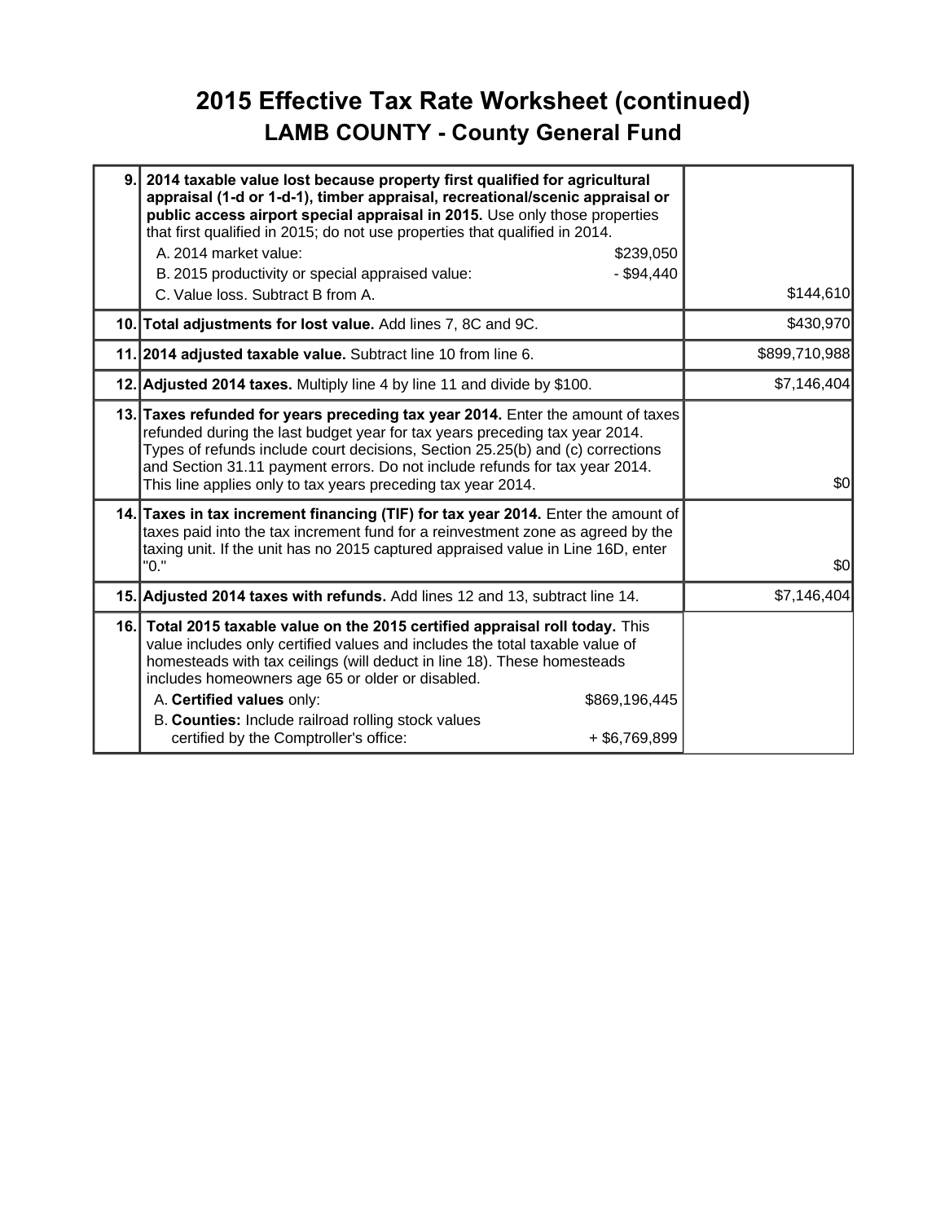# 2015 Effective Tax Rate Worksheet (continued)

## LAMB COUNTY - County General Fund

| Line | Description | Amount |
|---|---|---|
| 9. | **2014 taxable value lost because property first qualified for agricultural appraisal (1-d or 1-d-1), timber appraisal, recreational/scenic appraisal or public access airport special appraisal in 2015.** Use only those properties that first qualified in 2015; do not use properties that qualified in 2014.<br>A. 2014 market value: $239,050<br>B. 2015 productivity or special appraised value: - $94,440<br>C. Value loss. Subtract B from A. | $144,610 |
| 10. | **Total adjustments for lost value.** Add lines 7, 8C and 9C. | $430,970 |
| 11. | **2014 adjusted taxable value.** Subtract line 10 from line 6. | $899,710,988 |
| 12. | **Adjusted 2014 taxes.** Multiply line 4 by line 11 and divide by $100. | $7,146,404 |
| 13. | **Taxes refunded for years preceding tax year 2014.** Enter the amount of taxes refunded during the last budget year for tax years preceding tax year 2014. Types of refunds include court decisions, Section 25.25(b) and (c) corrections and Section 31.11 payment errors. Do not include refunds for tax year 2014. This line applies only to tax years preceding tax year 2014. | $0 |
| 14. | **Taxes in tax increment financing (TIF) for tax year 2014.** Enter the amount of taxes paid into the tax increment fund for a reinvestment zone as agreed by the taxing unit. If the unit has no 2015 captured appraised value in Line 16D, enter "0." | $0 |
| 15. | **Adjusted 2014 taxes with refunds.** Add lines 12 and 13, subtract line 14. | $7,146,404 |
| 16. | **Total 2015 taxable value on the 2015 certified appraisal roll today.** This value includes only certified values and includes the total taxable value of homesteads with tax ceilings (will deduct in line 18). These homesteads includes homeowners age 65 or older or disabled.<br>A. **Certified values** only: $869,196,445<br>B. **Counties:** Include railroad rolling stock values certified by the Comptroller's office: + $6,769,899 | |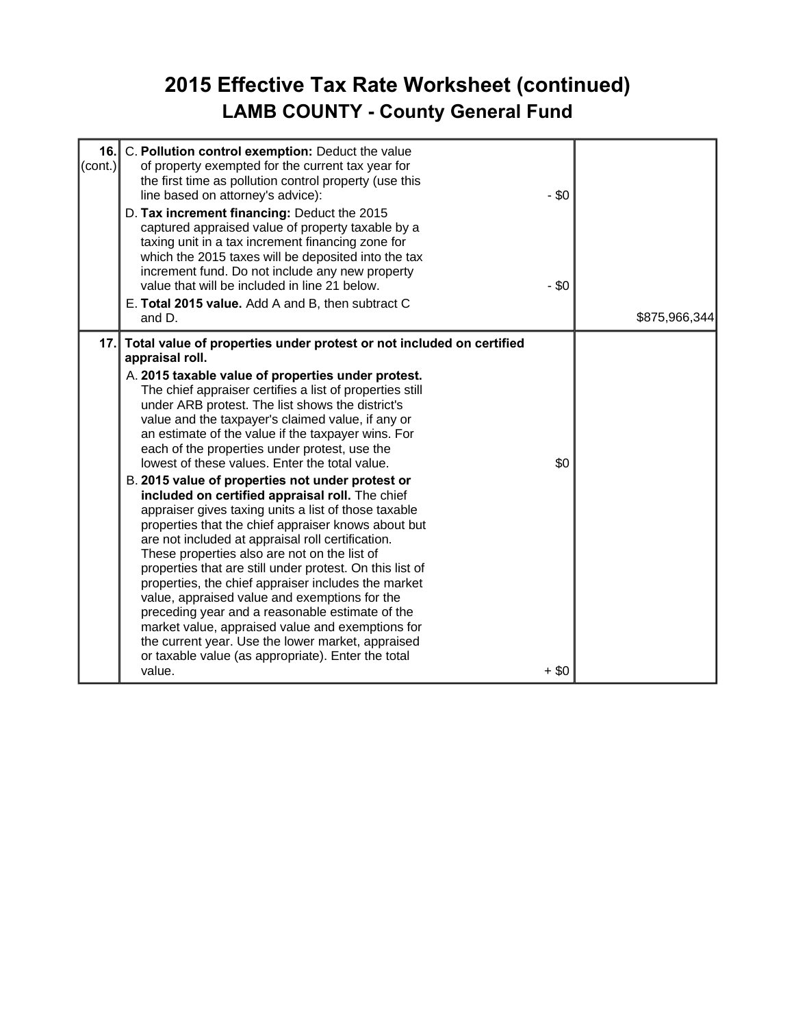# 2015 Effective Tax Rate Worksheet (continued)

## LAMB COUNTY - County General Fund

| | | | |
|---|---|---|---|
| **16.** (cont.) | C. **Pollution control exemption:** Deduct the value of property exempted for the current tax year for the first time as pollution control property (use this line based on attorney's advice): | - $0 | |
| | D. **Tax increment financing:** Deduct the 2015 captured appraised value of property taxable by a taxing unit in a tax increment financing zone for which the 2015 taxes will be deposited into the tax increment fund. Do not include any new property value that will be included in line 21 below. | - $0 | |
| | E. **Total 2015 value.** Add A and B, then subtract C and D. | | $875,966,344 |
| **17.** | **Total value of properties under protest or not included on certified appraisal roll.** | | |
| | A. **2015 taxable value of properties under protest.** The chief appraiser certifies a list of properties still under ARB protest. The list shows the district's value and the taxpayer's claimed value, if any or an estimate of the value if the taxpayer wins. For each of the properties under protest, use the lowest of these values. Enter the total value. | $0 | |
| | B. **2015 value of properties not under protest or included on certified appraisal roll.** The chief appraiser gives taxing units a list of those taxable properties that the chief appraiser knows about but are not included at appraisal roll certification. These properties also are not on the list of properties that are still under protest. On this list of properties, the chief appraiser includes the market value, appraised value and exemptions for the preceding year and a reasonable estimate of the market value, appraised value and exemptions for the current year. Use the lower market, appraised or taxable value (as appropriate). Enter the total value. | + $0 | |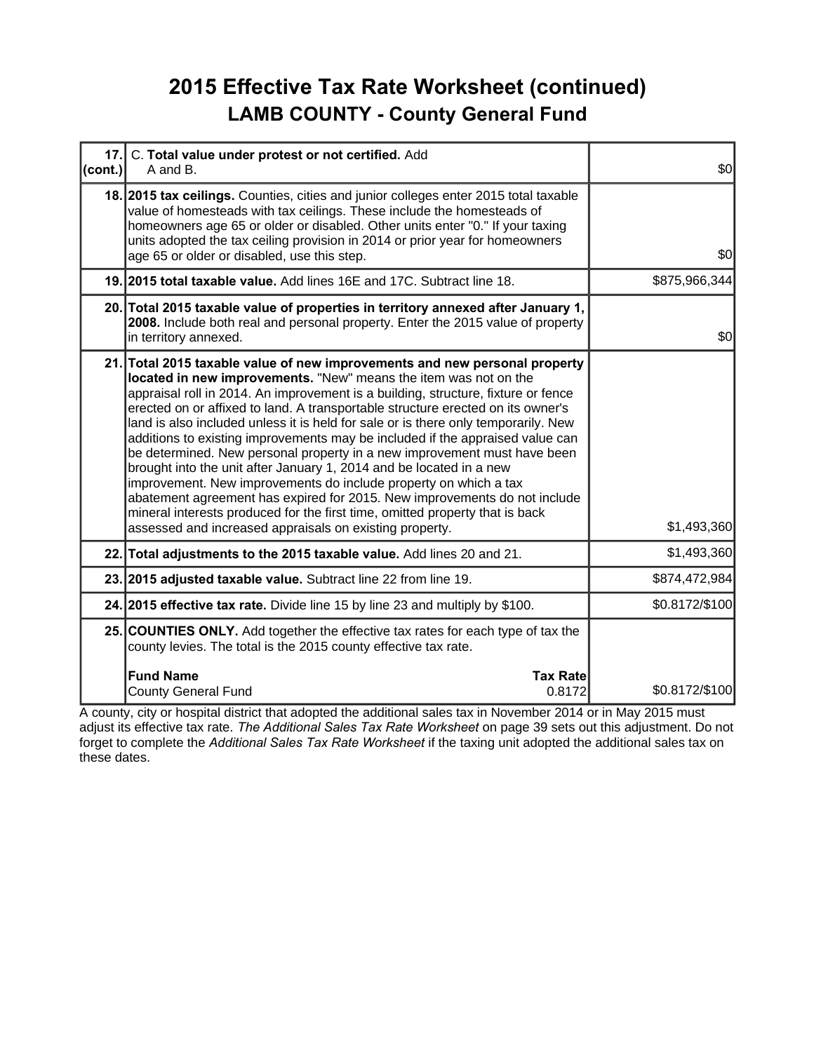# 2015 Effective Tax Rate Worksheet (continued)

## LAMB COUNTY - County General Fund

| | | |
|---|---|---|
| **17. (cont.)** | C. **Total value under protest or not certified.** Add A and B. | $0 |
| **18.** | **2015 tax ceilings.** Counties, cities and junior colleges enter 2015 total taxable value of homesteads with tax ceilings. These include the homesteads of homeowners age 65 or older or disabled. Other units enter "0." If your taxing units adopted the tax ceiling provision in 2014 or prior year for homeowners age 65 or older or disabled, use this step. | $0 |
| **19.** | **2015 total taxable value.** Add lines 16E and 17C. Subtract line 18. | $875,966,344 |
| **20.** | **Total 2015 taxable value of properties in territory annexed after January 1, 2008.** Include both real and personal property. Enter the 2015 value of property in territory annexed. | $0 |
| **21.** | **Total 2015 taxable value of new improvements and new personal property located in new improvements.** "New" means the item was not on the appraisal roll in 2014. An improvement is a building, structure, fixture or fence erected on or affixed to land. A transportable structure erected on its owner's land is also included unless it is held for sale or is there only temporarily. New additions to existing improvements may be included if the appraised value can be determined. New personal property in a new improvement must have been brought into the unit after January 1, 2014 and be located in a new improvement. New improvements do include property on which a tax abatement agreement has expired for 2015. New improvements do not include mineral interests produced for the first time, omitted property that is back assessed and increased appraisals on existing property. | $1,493,360 |
| **22.** | **Total adjustments to the 2015 taxable value.** Add lines 20 and 21. | $1,493,360 |
| **23.** | **2015 adjusted taxable value.** Subtract line 22 from line 19. | $874,472,984 |
| **24.** | **2015 effective tax rate.** Divide line 15 by line 23 and multiply by $100. | $0.8172/$100 |
| **25.** | **COUNTIES ONLY.** Add together the effective tax rates for each type of tax the county levies. The total is the 2015 county effective tax rate.<br><br>**Fund Name** / **Tax Rate**<br>County General Fund / 0.8172 | $0.8172/$100 |

A county, city or hospital district that adopted the additional sales tax in November 2014 or in May 2015 must adjust its effective tax rate. *The Additional Sales Tax Rate Worksheet* on page 39 sets out this adjustment. Do not forget to complete the *Additional Sales Tax Rate Worksheet* if the taxing unit adopted the additional sales tax on these dates.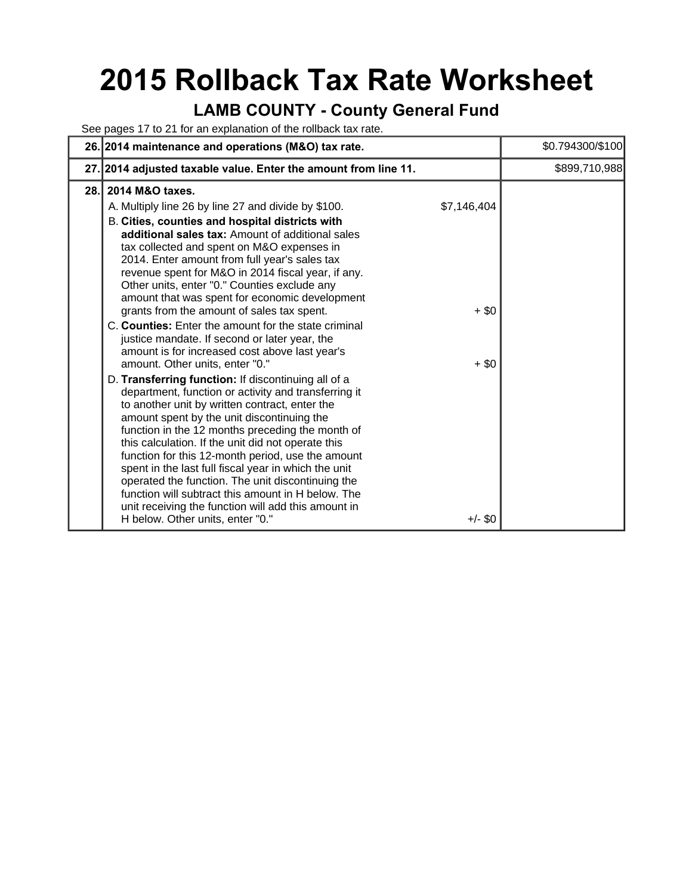# 2015 Rollback Tax Rate Worksheet

## LAMB COUNTY - County General Fund

See pages 17 to 21 for an explanation of the rollback tax rate.

| | | | |
|---|---|---|---|
| 26. | **2014 maintenance and operations (M&O) tax rate.** | | $0.794300/$100 |
| 27. | **2014 adjusted taxable value. Enter the amount from line 11.** | | $899,710,988 |
| 28. | **2014 M&O taxes.** | | |
| | A. Multiply line 26 by line 27 and divide by $100. | $7,146,404 | |
| | B. **Cities, counties and hospital districts with additional sales tax:** Amount of additional sales tax collected and spent on M&O expenses in 2014. Enter amount from full year's sales tax revenue spent for M&O in 2014 fiscal year, if any. Other units, enter "0." Counties exclude any amount that was spent for economic development grants from the amount of sales tax spent. | + $0 | |
| | C. **Counties:** Enter the amount for the state criminal justice mandate. If second or later year, the amount is for increased cost above last year's amount. Other units, enter "0." | + $0 | |
| | D. **Transferring function:** If discontinuing all of a department, function or activity and transferring it to another unit by written contract, enter the amount spent by the unit discontinuing the function in the 12 months preceding the month of this calculation. If the unit did not operate this function for this 12-month period, use the amount spent in the last full fiscal year in which the unit operated the function. The unit discontinuing the function will subtract this amount in H below. The unit receiving the function will add this amount in H below. Other units, enter "0." | +/- $0 | |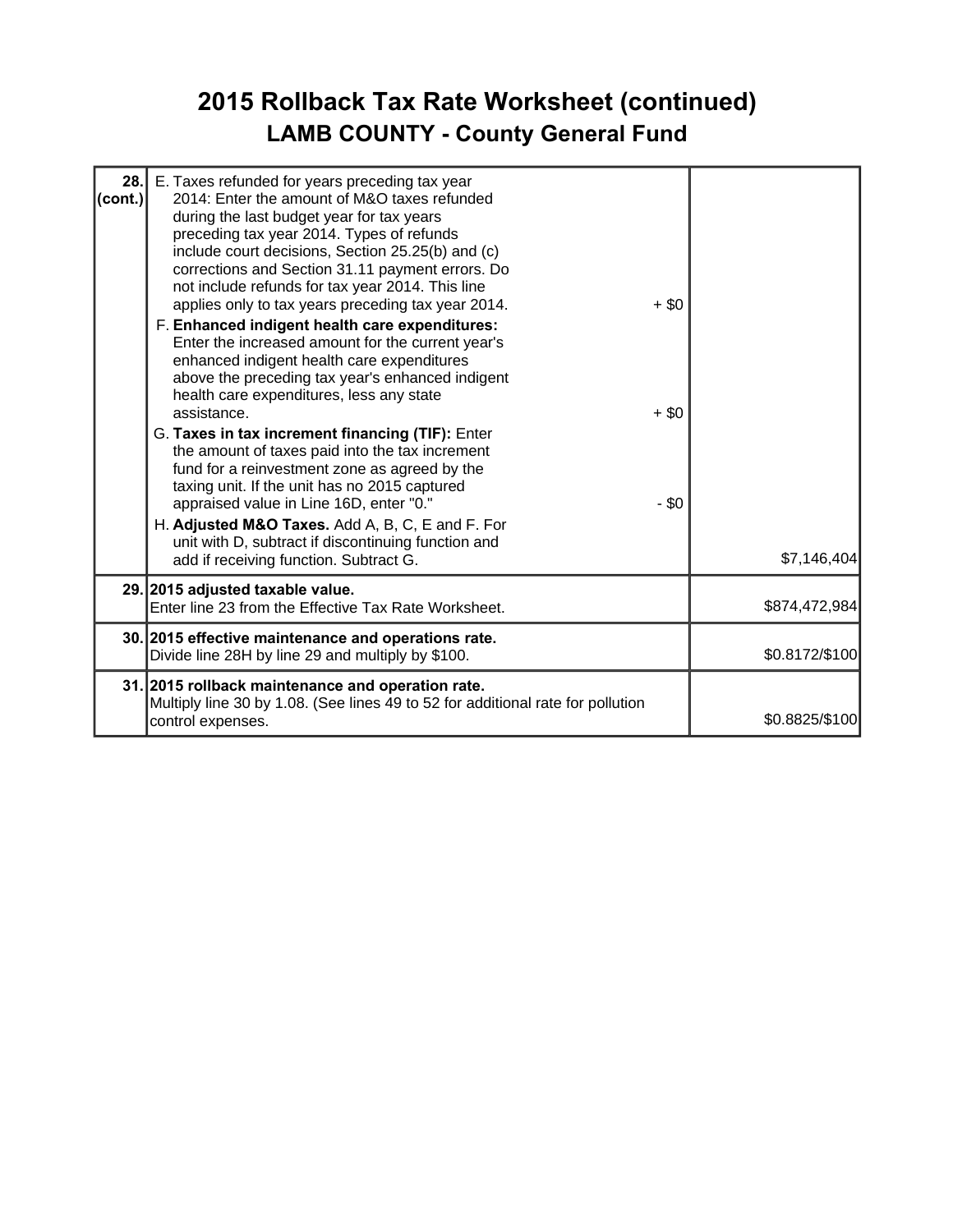# 2015 Rollback Tax Rate Worksheet (continued)

## LAMB COUNTY - County General Fund

| Line | Description | Amount |
|---|---|---|
| 28. (cont.) | E. Taxes refunded for years preceding tax year 2014: Enter the amount of M&O taxes refunded during the last budget year for tax years preceding tax year 2014. Types of refunds include court decisions, Section 25.25(b) and (c) corrections and Section 31.11 payment errors. Do not include refunds for tax year 2014. This line applies only to tax years preceding tax year 2014. + $0<br>F. **Enhanced indigent health care expenditures:** Enter the increased amount for the current year's enhanced indigent health care expenditures above the preceding tax year's enhanced indigent health care expenditures, less any state assistance. + $0<br>G. **Taxes in tax increment financing (TIF):** Enter the amount of taxes paid into the tax increment fund for a reinvestment zone as agreed by the taxing unit. If the unit has no 2015 captured appraised value in Line 16D, enter "0." - $0<br>H. **Adjusted M&O Taxes.** Add A, B, C, E and F. For unit with D, subtract if discontinuing function and add if receiving function. Subtract G. | $7,146,404 |
| 29. | **2015 adjusted taxable value.**<br>Enter line 23 from the Effective Tax Rate Worksheet. | $874,472,984 |
| 30. | **2015 effective maintenance and operations rate.**<br>Divide line 28H by line 29 and multiply by $100. | $0.8172/$100 |
| 31. | **2015 rollback maintenance and operation rate.**<br>Multiply line 30 by 1.08. (See lines 49 to 52 for additional rate for pollution control expenses. | $0.8825/$100 |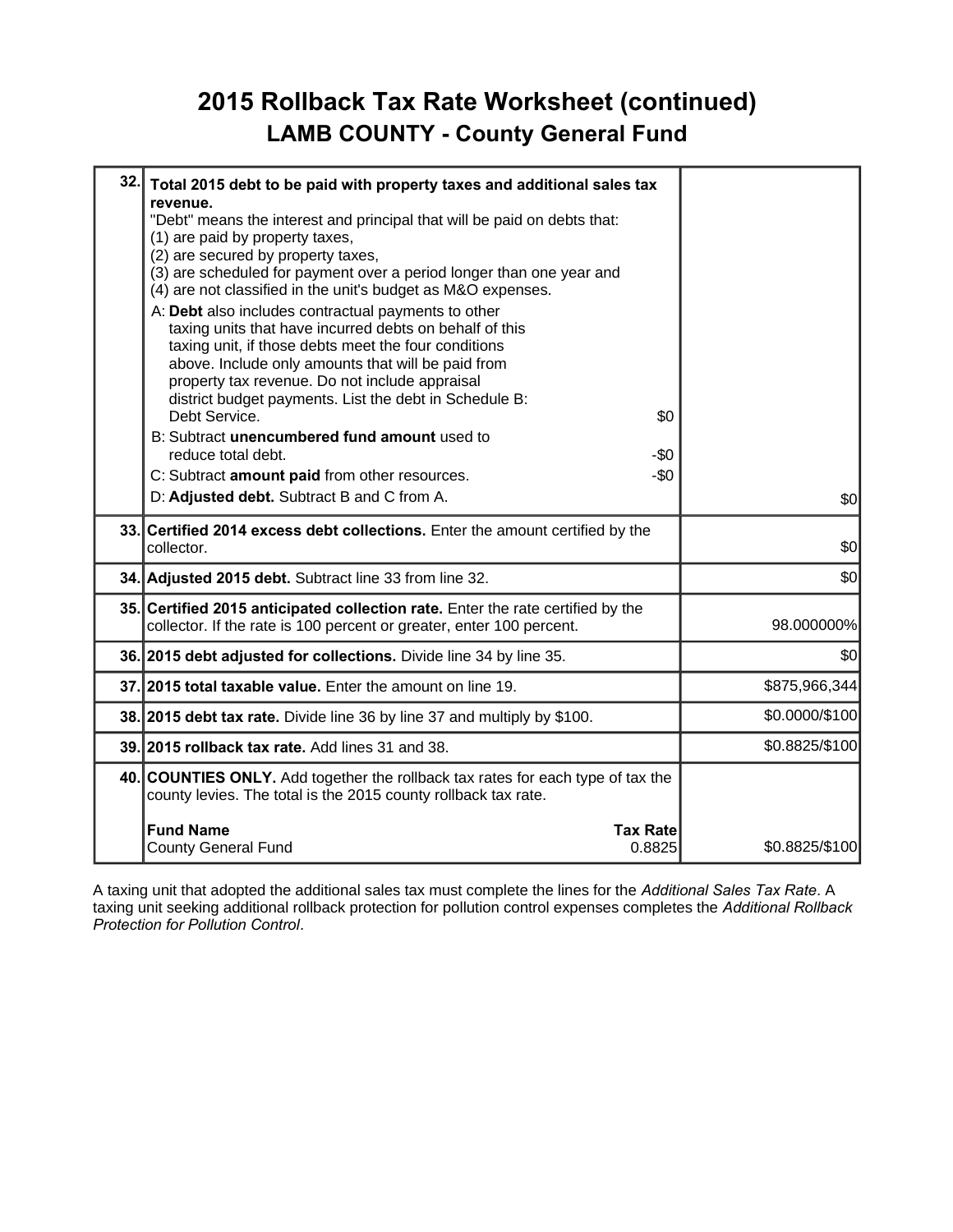# 2015 Rollback Tax Rate Worksheet (continued)

## LAMB COUNTY - County General Fund

| Line | Description | Amount |
|---|---|---|
| 32. | **Total 2015 debt to be paid with property taxes and additional sales tax revenue.**<br>"Debt" means the interest and principal that will be paid on debts that:<br>(1) are paid by property taxes,<br>(2) are secured by property taxes,<br>(3) are scheduled for payment over a period longer than one year and<br>(4) are not classified in the unit's budget as M&O expenses.<br>A: **Debt** also includes contractual payments to other taxing units that have incurred debts on behalf of this taxing unit, if those debts meet the four conditions above. Include only amounts that will be paid from property tax revenue. Do not include appraisal district budget payments. List the debt in Schedule B: Debt Service. $0<br>B: Subtract **unencumbered fund amount** used to reduce total debt. -$0<br>C: Subtract **amount paid** from other resources. -$0<br>D: **Adjusted debt.** Subtract B and C from A. | $0 |
| 33. | **Certified 2014 excess debt collections.** Enter the amount certified by the collector. | $0 |
| 34. | **Adjusted 2015 debt.** Subtract line 33 from line 32. | $0 |
| 35. | **Certified 2015 anticipated collection rate.** Enter the rate certified by the collector. If the rate is 100 percent or greater, enter 100 percent. | 98.000000% |
| 36. | **2015 debt adjusted for collections.** Divide line 34 by line 35. | $0 |
| 37. | **2015 total taxable value.** Enter the amount on line 19. | $875,966,344 |
| 38. | **2015 debt tax rate.** Divide line 36 by line 37 and multiply by $100. | $0.0000/$100 |
| 39. | **2015 rollback tax rate.** Add lines 31 and 38. | $0.8825/$100 |
| 40. | **COUNTIES ONLY.** Add together the rollback tax rates for each type of tax the county levies. The total is the 2015 county rollback tax rate.<br>**Fund Name** — **Tax Rate**<br>County General Fund — 0.8825 | $0.8825/$100 |

A taxing unit that adopted the additional sales tax must complete the lines for the *Additional Sales Tax Rate*. A taxing unit seeking additional rollback protection for pollution control expenses completes the *Additional Rollback Protection for Pollution Control*.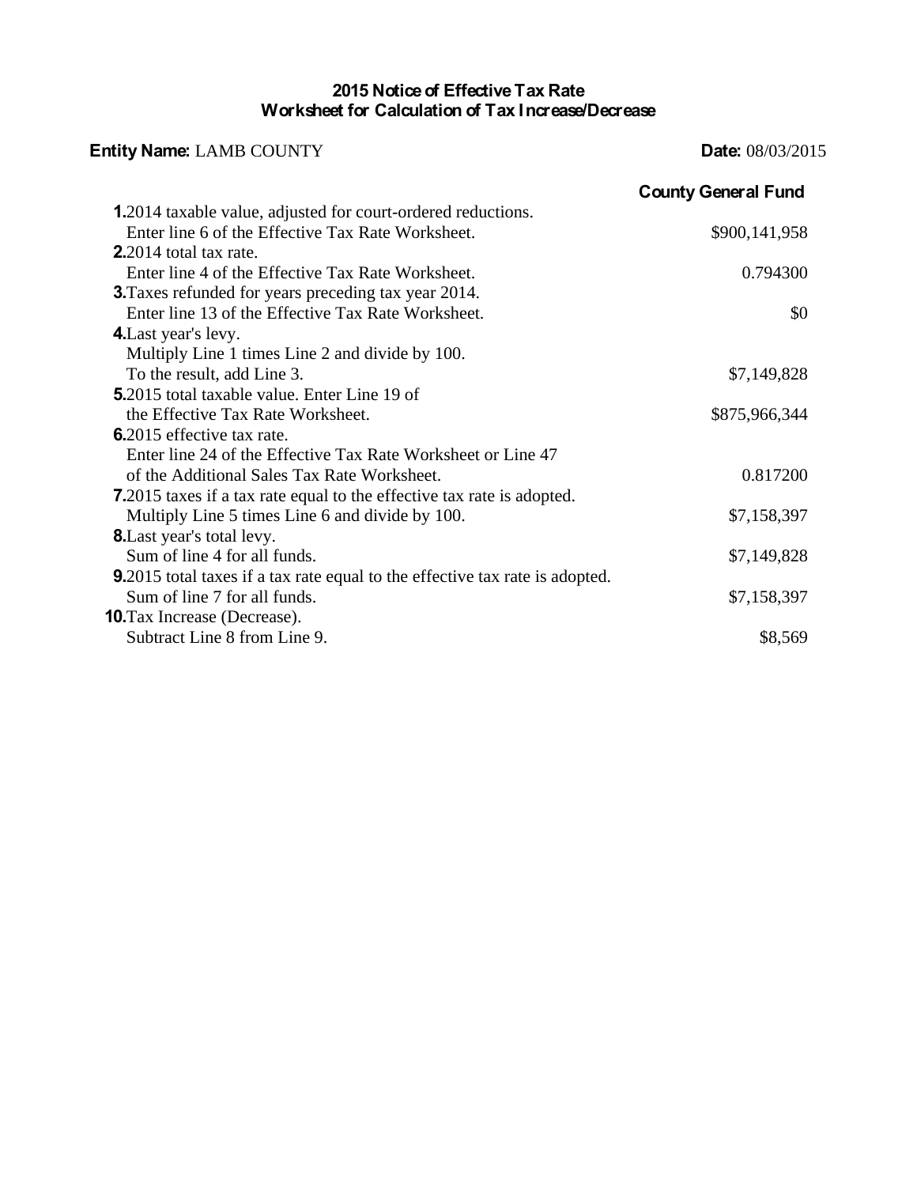# 2015 Notice of Effective Tax Rate
## Worksheet for Calculation of Tax Increase/Decrease

**Entity Name:** LAMB COUNTY **Date:** 08/03/2015

| | County General Fund |
|---|---|
| **1.** 2014 taxable value, adjusted for court-ordered reductions. Enter line 6 of the Effective Tax Rate Worksheet. | $900,141,958 |
| **2.** 2014 total tax rate. Enter line 4 of the Effective Tax Rate Worksheet. | 0.794300 |
| **3.** Taxes refunded for years preceding tax year 2014. Enter line 13 of the Effective Tax Rate Worksheet. | $0 |
| **4.** Last year's levy. Multiply Line 1 times Line 2 and divide by 100. To the result, add Line 3. | $7,149,828 |
| **5.** 2015 total taxable value. Enter Line 19 of the Effective Tax Rate Worksheet. | $875,966,344 |
| **6.** 2015 effective tax rate. Enter line 24 of the Effective Tax Rate Worksheet or Line 47 of the Additional Sales Tax Rate Worksheet. | 0.817200 |
| **7.** 2015 taxes if a tax rate equal to the effective tax rate is adopted. Multiply Line 5 times Line 6 and divide by 100. | $7,158,397 |
| **8.** Last year's total levy. Sum of line 4 for all funds. | $7,149,828 |
| **9.** 2015 total taxes if a tax rate equal to the effective tax rate is adopted. Sum of line 7 for all funds. | $7,158,397 |
| **10.** Tax Increase (Decrease). Subtract Line 8 from Line 9. | $8,569 |